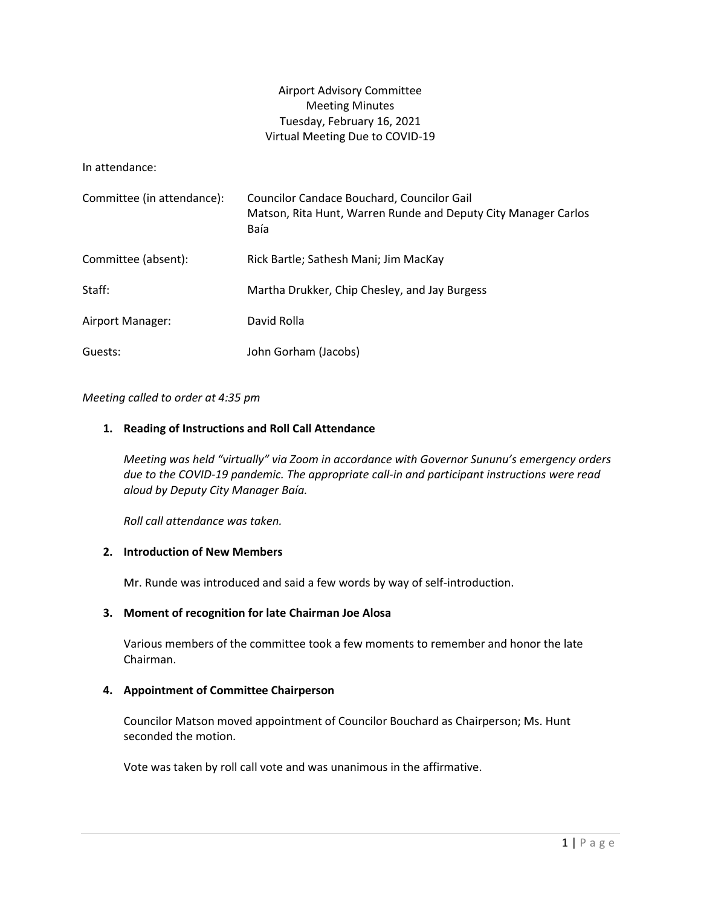Airport Advisory Committee
Meeting Minutes
Tuesday, February 16, 2021
Virtual Meeting Due to COVID-19

In attendance:

| | |
|---|---|
| Committee (in attendance): | Councilor Candace Bouchard, Councilor Gail Matson, Rita Hunt, Warren Runde and Deputy City Manager Carlos Baía |
| Committee (absent): | Rick Bartle; Sathesh Mani; Jim MacKay |
| Staff: | Martha Drukker, Chip Chesley, and Jay Burgess |
| Airport Manager: | David Rolla |
| Guests: | John Gorham (Jacobs) |

*Meeting called to order at 4:35 pm*

1. **Reading of Instructions and Roll Call Attendance**

   *Meeting was held "virtually" via Zoom in accordance with Governor Sununu's emergency orders due to the COVID-19 pandemic. The appropriate call-in and participant instructions were read aloud by Deputy City Manager Baía.*

   *Roll call attendance was taken.*

2. **Introduction of New Members**

   Mr. Runde was introduced and said a few words by way of self-introduction.

3. **Moment of recognition for late Chairman Joe Alosa**

   Various members of the committee took a few moments to remember and honor the late Chairman.

4. **Appointment of Committee Chairperson**

   Councilor Matson moved appointment of Councilor Bouchard as Chairperson; Ms. Hunt seconded the motion.

   Vote was taken by roll call vote and was unanimous in the affirmative.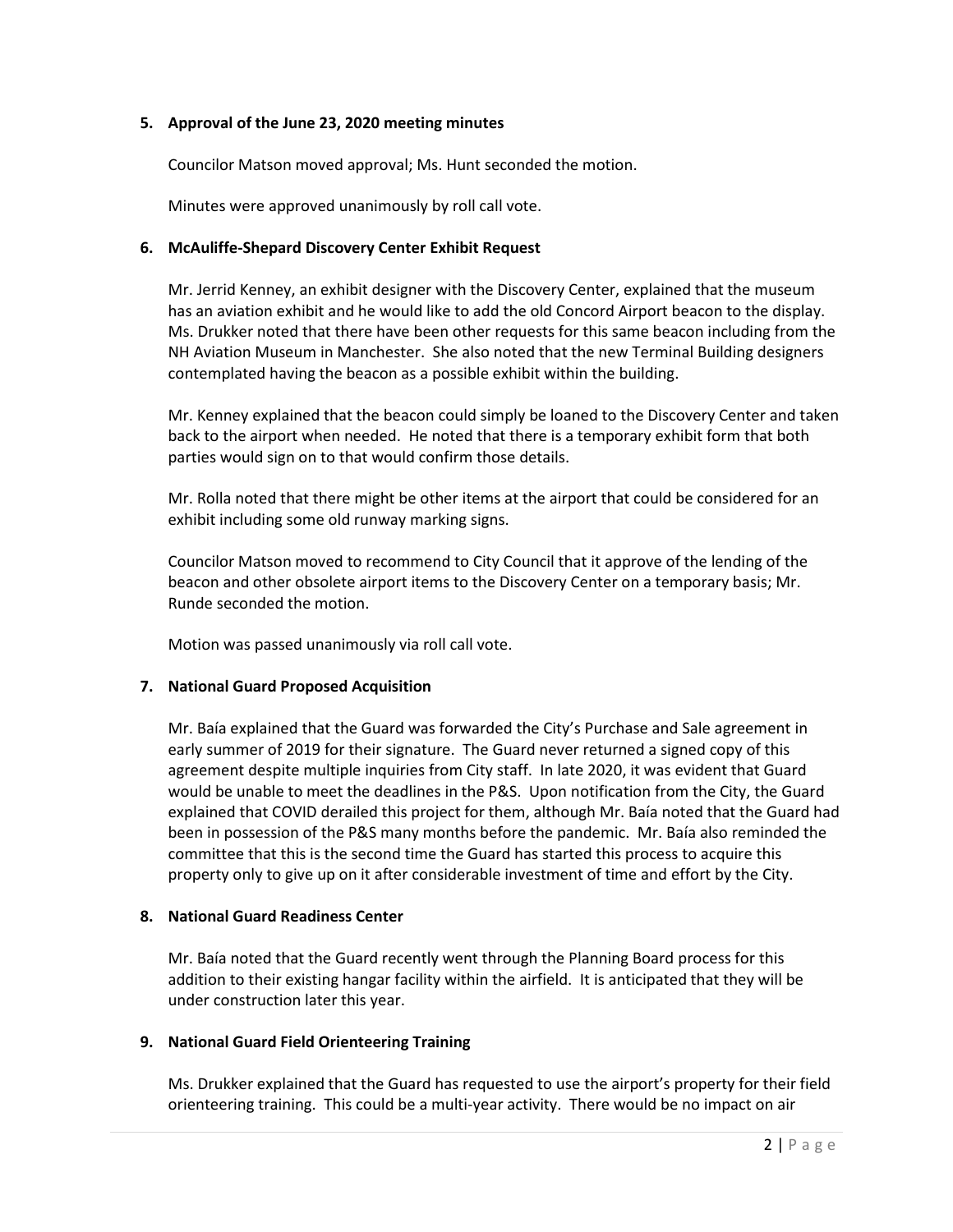**5. Approval of the June 23, 2020 meeting minutes**

Councilor Matson moved approval; Ms. Hunt seconded the motion.

Minutes were approved unanimously by roll call vote.

**6. McAuliffe-Shepard Discovery Center Exhibit Request**

Mr. Jerrid Kenney, an exhibit designer with the Discovery Center, explained that the museum has an aviation exhibit and he would like to add the old Concord Airport beacon to the display. Ms. Drukker noted that there have been other requests for this same beacon including from the NH Aviation Museum in Manchester. She also noted that the new Terminal Building designers contemplated having the beacon as a possible exhibit within the building.

Mr. Kenney explained that the beacon could simply be loaned to the Discovery Center and taken back to the airport when needed. He noted that there is a temporary exhibit form that both parties would sign on to that would confirm those details.

Mr. Rolla noted that there might be other items at the airport that could be considered for an exhibit including some old runway marking signs.

Councilor Matson moved to recommend to City Council that it approve of the lending of the beacon and other obsolete airport items to the Discovery Center on a temporary basis; Mr. Runde seconded the motion.

Motion was passed unanimously via roll call vote.

**7. National Guard Proposed Acquisition**

Mr. Baía explained that the Guard was forwarded the City's Purchase and Sale agreement in early summer of 2019 for their signature. The Guard never returned a signed copy of this agreement despite multiple inquiries from City staff. In late 2020, it was evident that Guard would be unable to meet the deadlines in the P&S. Upon notification from the City, the Guard explained that COVID derailed this project for them, although Mr. Baía noted that the Guard had been in possession of the P&S many months before the pandemic. Mr. Baía also reminded the committee that this is the second time the Guard has started this process to acquire this property only to give up on it after considerable investment of time and effort by the City.

**8. National Guard Readiness Center**

Mr. Baía noted that the Guard recently went through the Planning Board process for this addition to their existing hangar facility within the airfield. It is anticipated that they will be under construction later this year.

**9. National Guard Field Orienteering Training**

Ms. Drukker explained that the Guard has requested to use the airport's property for their field orienteering training. This could be a multi-year activity. There would be no impact on air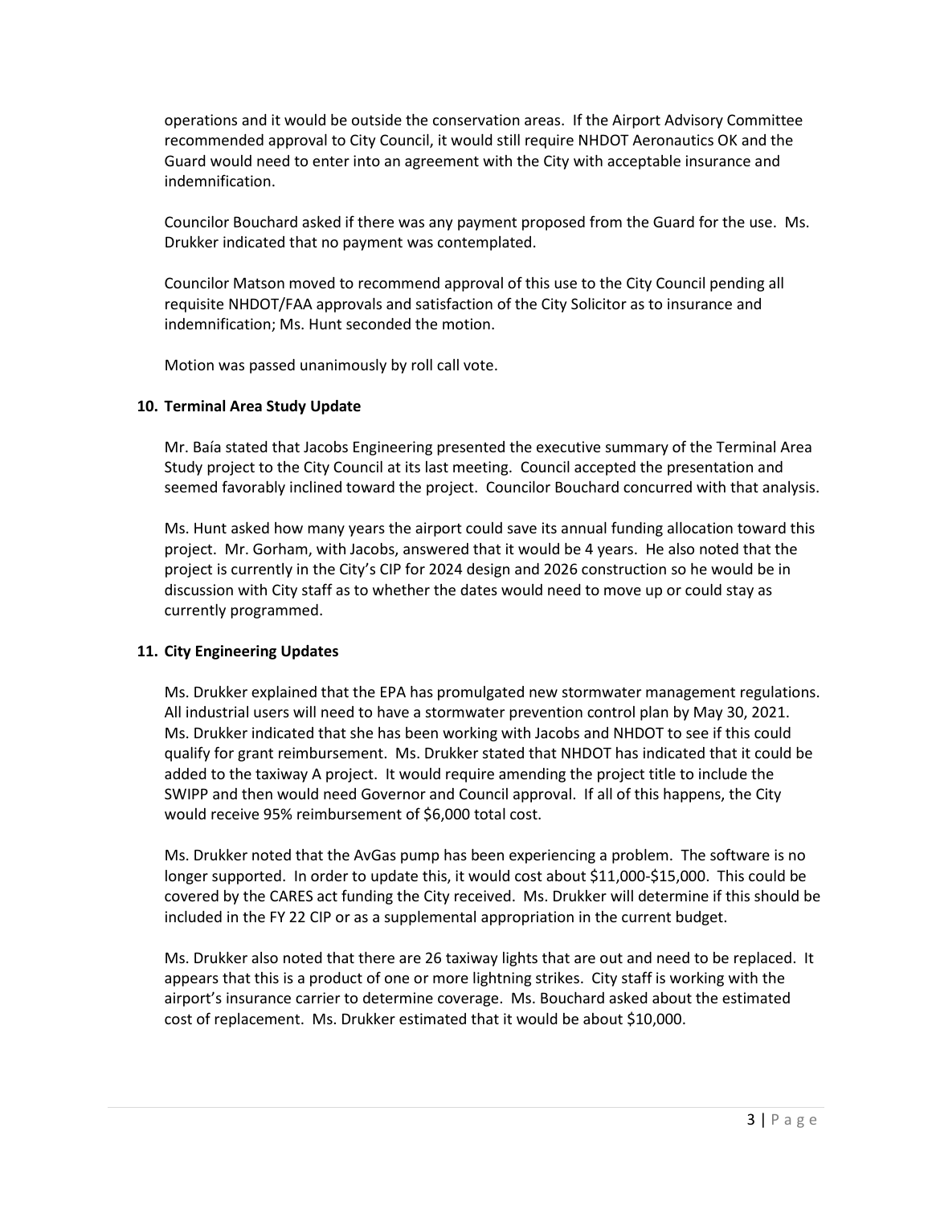operations and it would be outside the conservation areas. If the Airport Advisory Committee recommended approval to City Council, it would still require NHDOT Aeronautics OK and the Guard would need to enter into an agreement with the City with acceptable insurance and indemnification.

Councilor Bouchard asked if there was any payment proposed from the Guard for the use. Ms. Drukker indicated that no payment was contemplated.

Councilor Matson moved to recommend approval of this use to the City Council pending all requisite NHDOT/FAA approvals and satisfaction of the City Solicitor as to insurance and indemnification; Ms. Hunt seconded the motion.

Motion was passed unanimously by roll call vote.

**10. Terminal Area Study Update**

Mr. Baía stated that Jacobs Engineering presented the executive summary of the Terminal Area Study project to the City Council at its last meeting. Council accepted the presentation and seemed favorably inclined toward the project. Councilor Bouchard concurred with that analysis.

Ms. Hunt asked how many years the airport could save its annual funding allocation toward this project. Mr. Gorham, with Jacobs, answered that it would be 4 years. He also noted that the project is currently in the City's CIP for 2024 design and 2026 construction so he would be in discussion with City staff as to whether the dates would need to move up or could stay as currently programmed.

**11. City Engineering Updates**

Ms. Drukker explained that the EPA has promulgated new stormwater management regulations. All industrial users will need to have a stormwater prevention control plan by May 30, 2021. Ms. Drukker indicated that she has been working with Jacobs and NHDOT to see if this could qualify for grant reimbursement. Ms. Drukker stated that NHDOT has indicated that it could be added to the taxiway A project. It would require amending the project title to include the SWIPP and then would need Governor and Council approval. If all of this happens, the City would receive 95% reimbursement of $6,000 total cost.

Ms. Drukker noted that the AvGas pump has been experiencing a problem. The software is no longer supported. In order to update this, it would cost about $11,000-$15,000. This could be covered by the CARES act funding the City received. Ms. Drukker will determine if this should be included in the FY 22 CIP or as a supplemental appropriation in the current budget.

Ms. Drukker also noted that there are 26 taxiway lights that are out and need to be replaced. It appears that this is a product of one or more lightning strikes. City staff is working with the airport's insurance carrier to determine coverage. Ms. Bouchard asked about the estimated cost of replacement. Ms. Drukker estimated that it would be about $10,000.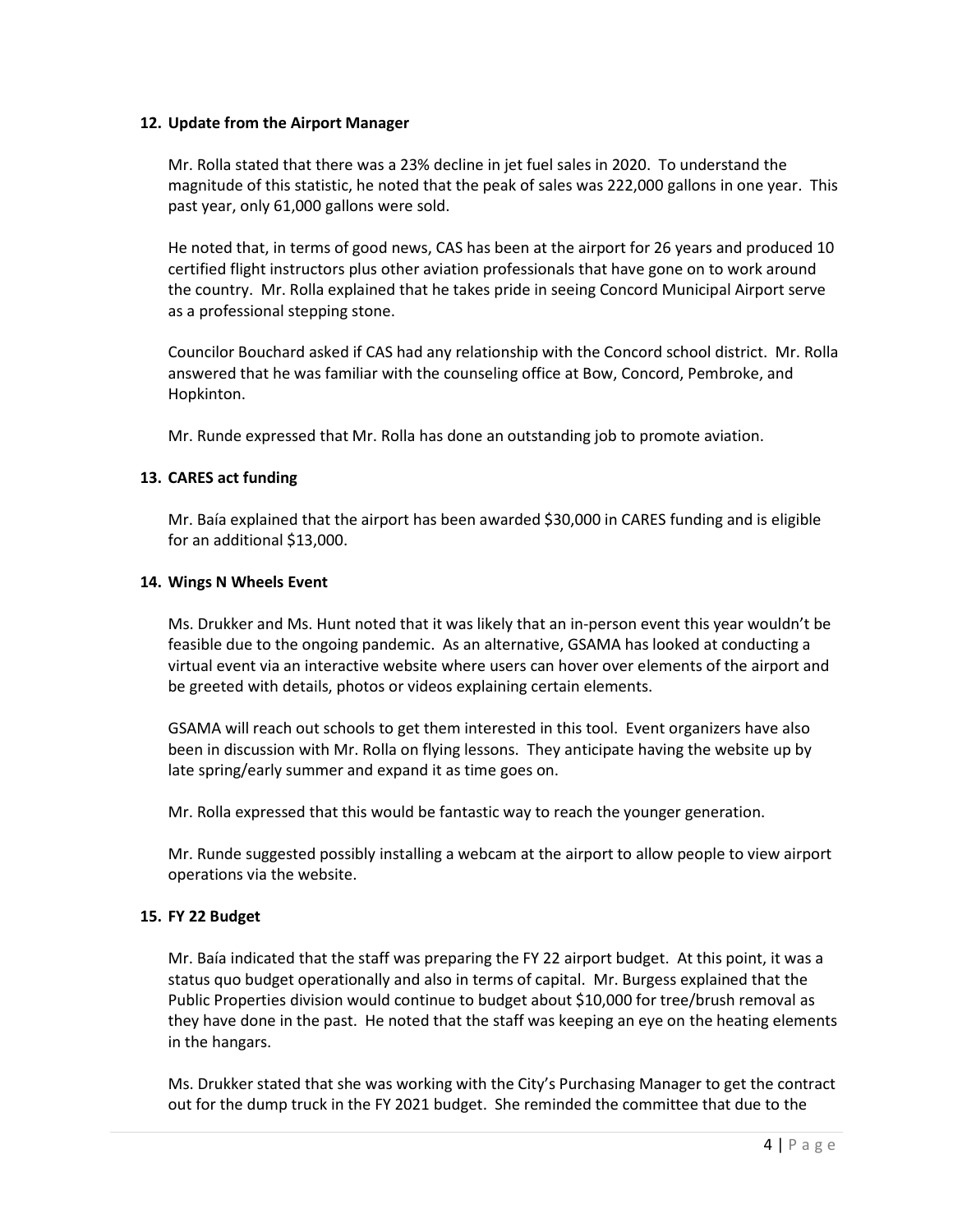**12. Update from the Airport Manager**

Mr. Rolla stated that there was a 23% decline in jet fuel sales in 2020. To understand the magnitude of this statistic, he noted that the peak of sales was 222,000 gallons in one year. This past year, only 61,000 gallons were sold.

He noted that, in terms of good news, CAS has been at the airport for 26 years and produced 10 certified flight instructors plus other aviation professionals that have gone on to work around the country. Mr. Rolla explained that he takes pride in seeing Concord Municipal Airport serve as a professional stepping stone.

Councilor Bouchard asked if CAS had any relationship with the Concord school district. Mr. Rolla answered that he was familiar with the counseling office at Bow, Concord, Pembroke, and Hopkinton.

Mr. Runde expressed that Mr. Rolla has done an outstanding job to promote aviation.

**13. CARES act funding**

Mr. Baía explained that the airport has been awarded $30,000 in CARES funding and is eligible for an additional $13,000.

**14. Wings N Wheels Event**

Ms. Drukker and Ms. Hunt noted that it was likely that an in-person event this year wouldn't be feasible due to the ongoing pandemic. As an alternative, GSAMA has looked at conducting a virtual event via an interactive website where users can hover over elements of the airport and be greeted with details, photos or videos explaining certain elements.

GSAMA will reach out schools to get them interested in this tool. Event organizers have also been in discussion with Mr. Rolla on flying lessons. They anticipate having the website up by late spring/early summer and expand it as time goes on.

Mr. Rolla expressed that this would be fantastic way to reach the younger generation.

Mr. Runde suggested possibly installing a webcam at the airport to allow people to view airport operations via the website.

**15. FY 22 Budget**

Mr. Baía indicated that the staff was preparing the FY 22 airport budget. At this point, it was a status quo budget operationally and also in terms of capital. Mr. Burgess explained that the Public Properties division would continue to budget about $10,000 for tree/brush removal as they have done in the past. He noted that the staff was keeping an eye on the heating elements in the hangars.

Ms. Drukker stated that she was working with the City's Purchasing Manager to get the contract out for the dump truck in the FY 2021 budget. She reminded the committee that due to the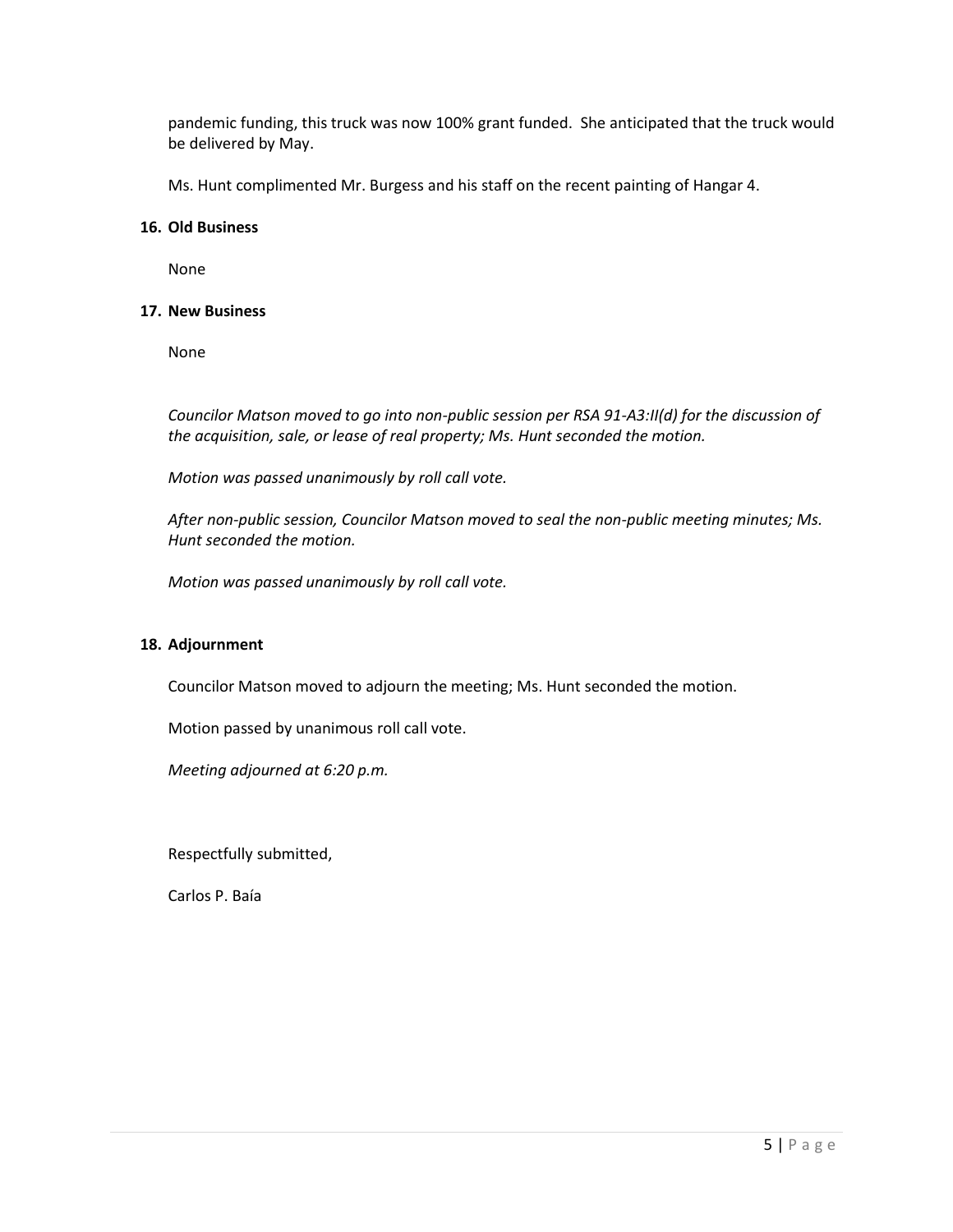pandemic funding, this truck was now 100% grant funded. She anticipated that the truck would be delivered by May.

Ms. Hunt complimented Mr. Burgess and his staff on the recent painting of Hangar 4.

**16. Old Business**

None

**17. New Business**

None

*Councilor Matson moved to go into non-public session per RSA 91-A3:II(d) for the discussion of the acquisition, sale, or lease of real property; Ms. Hunt seconded the motion.*

*Motion was passed unanimously by roll call vote.*

*After non-public session, Councilor Matson moved to seal the non-public meeting minutes; Ms. Hunt seconded the motion.*

*Motion was passed unanimously by roll call vote.*

**18. Adjournment**

Councilor Matson moved to adjourn the meeting; Ms. Hunt seconded the motion.

Motion passed by unanimous roll call vote.

*Meeting adjourned at 6:20 p.m.*

Respectfully submitted,

Carlos P. Baía